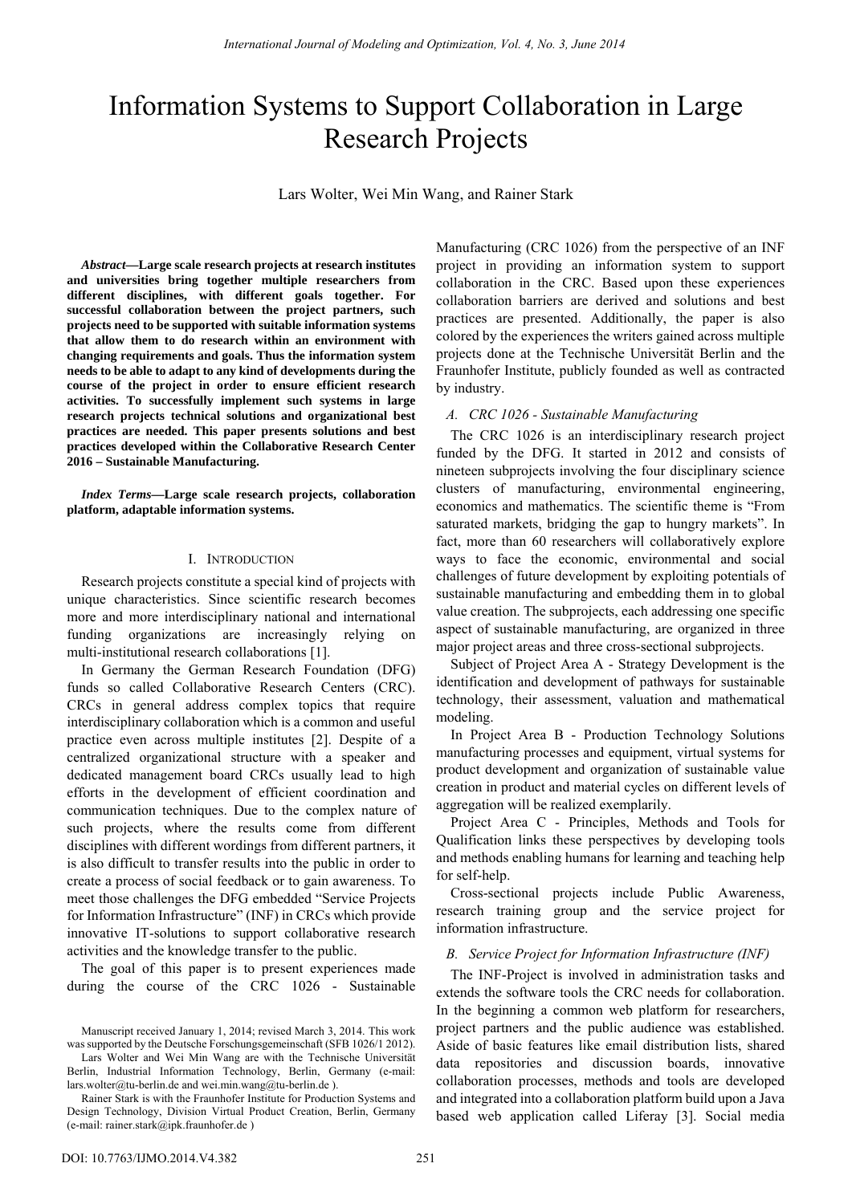# Information Systems to Support Collaboration in Large Research Projects

Lars Wolter, Wei Min Wang, and Rainer Stark

***Abstract*—Large scale research projects at research institutes and universities bring together multiple researchers from different disciplines, with different goals together. For successful collaboration between the project partners, such projects need to be supported with suitable information systems that allow them to do research within an environment with changing requirements and goals. Thus the information system needs to be able to adapt to any kind of developments during the course of the project in order to ensure efficient research activities. To successfully implement such systems in large research projects technical solutions and organizational best practices are needed. This paper presents solutions and best practices developed within the Collaborative Research Center 2016 – Sustainable Manufacturing.**

***Index Terms*—Large scale research projects, collaboration platform, adaptable information systems.**

## I. Introduction

Research projects constitute a special kind of projects with unique characteristics. Since scientific research becomes more and more interdisciplinary national and international funding organizations are increasingly relying on multi-institutional research collaborations [1].

In Germany the German Research Foundation (DFG) funds so called Collaborative Research Centers (CRC). CRCs in general address complex topics that require interdisciplinary collaboration which is a common and useful practice even across multiple institutes [2]. Despite of a centralized organizational structure with a speaker and dedicated management board CRCs usually lead to high efforts in the development of efficient coordination and communication techniques. Due to the complex nature of such projects, where the results come from different disciplines with different wordings from different partners, it is also difficult to transfer results into the public in order to create a process of social feedback or to gain awareness. To meet those challenges the DFG embedded "Service Projects for Information Infrastructure" (INF) in CRCs which provide innovative IT-solutions to support collaborative research activities and the knowledge transfer to the public.

The goal of this paper is to present experiences made during the course of the CRC 1026 - Sustainable Manufacturing (CRC 1026) from the perspective of an INF project in providing an information system to support collaboration in the CRC. Based upon these experiences collaboration barriers are derived and solutions and best practices are presented. Additionally, the paper is also colored by the experiences the writers gained across multiple projects done at the Technische Universität Berlin and the Fraunhofer Institute, publicly founded as well as contracted by industry.

### *A. CRC 1026 - Sustainable Manufacturing*

The CRC 1026 is an interdisciplinary research project funded by the DFG. It started in 2012 and consists of nineteen subprojects involving the four disciplinary science clusters of manufacturing, environmental engineering, economics and mathematics. The scientific theme is "From saturated markets, bridging the gap to hungry markets". In fact, more than 60 researchers will collaboratively explore ways to face the economic, environmental and social challenges of future development by exploiting potentials of sustainable manufacturing and embedding them in to global value creation. The subprojects, each addressing one specific aspect of sustainable manufacturing, are organized in three major project areas and three cross-sectional subprojects.

Subject of Project Area A - Strategy Development is the identification and development of pathways for sustainable technology, their assessment, valuation and mathematical modeling.

In Project Area B - Production Technology Solutions manufacturing processes and equipment, virtual systems for product development and organization of sustainable value creation in product and material cycles on different levels of aggregation will be realized exemplarily.

Project Area C - Principles, Methods and Tools for Qualification links these perspectives by developing tools and methods enabling humans for learning and teaching help for self-help.

Cross-sectional projects include Public Awareness, research training group and the service project for information infrastructure.

### *B. Service Project for Information Infrastructure (INF)*

The INF-Project is involved in administration tasks and extends the software tools the CRC needs for collaboration. In the beginning a common web platform for researchers, project partners and the public audience was established. Aside of basic features like email distribution lists, shared data repositories and discussion boards, innovative collaboration processes, methods and tools are developed and integrated into a collaboration platform build upon a Java based web application called Liferay [3]. Social media

---

Manuscript received January 1, 2014; revised March 3, 2014. This work was supported by the Deutsche Forschungsgemeinschaft (SFB 1026/1 2012).

Lars Wolter and Wei Min Wang are with the Technische Universität Berlin, Industrial Information Technology, Berlin, Germany (e-mail: lars.wolter@tu-berlin.de and wei.min.wang@tu-berlin.de ).

Rainer Stark is with the Fraunhofer Institute for Production Systems and Design Technology, Division Virtual Product Creation, Berlin, Germany (e-mail: rainer.stark@ipk.fraunhofer.de )

DOI: 10.7763/IJMO.2014.V4.382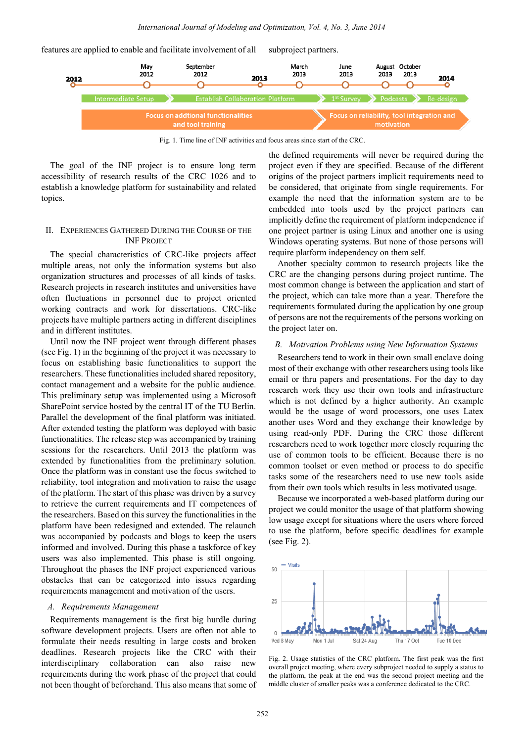features are applied to enable and facilitate involvement of all subproject partners.

Fig. 1. Time line of INF activities and focus areas since start of the CRC.

The goal of the INF project is to ensure long term accessibility of research results of the CRC 1026 and to establish a knowledge platform for sustainability and related topics.

## II. Experiences Gathered During the Course of the INF Project

The special characteristics of CRC-like projects affect multiple areas, not only the information systems but also organization structures and processes of all kinds of tasks. Research projects in research institutes and universities have often fluctuations in personnel due to project oriented working contracts and work for dissertations. CRC-like projects have multiple partners acting in different disciplines and in different institutes.

Until now the INF project went through different phases (see Fig. 1) in the beginning of the project it was necessary to focus on establishing basic functionalities to support the researchers. These functionalities included shared repository, contact management and a website for the public audience. This preliminary setup was implemented using a Microsoft SharePoint service hosted by the central IT of the TU Berlin. Parallel the development of the final platform was initiated. After extended testing the platform was deployed with basic functionalities. The release step was accompanied by training sessions for the researchers. Until 2013 the platform was extended by functionalities from the preliminary solution. Once the platform was in constant use the focus switched to reliability, tool integration and motivation to raise the usage of the platform. The start of this phase was driven by a survey to retrieve the current requirements and IT competences of the researchers. Based on this survey the functionalities in the platform have been redesigned and extended. The relaunch was accompanied by podcasts and blogs to keep the users informed and involved. During this phase a taskforce of key users was also implemented. This phase is still ongoing. Throughout the phases the INF project experienced various obstacles that can be categorized into issues regarding requirements management and motivation of the users.

### A. Requirements Management

Requirements management is the first big hurdle during software development projects. Users are often not able to formulate their needs resulting in large costs and broken deadlines. Research projects like the CRC with their interdisciplinary collaboration can also raise new requirements during the work phase of the project that could not been thought of beforehand. This also means that some of the defined requirements will never be required during the project even if they are specified. Because of the different origins of the project partners implicit requirements need to be considered, that originate from single requirements. For example the need that the information system are to be embedded into tools used by the project partners can implicitly define the requirement of platform independence if one project partner is using Linux and another one is using Windows operating systems. But none of those persons will require platform independency on them self.

Another specialty common to research projects like the CRC are the changing persons during project runtime. The most common change is between the application and start of the project, which can take more than a year. Therefore the requirements formulated during the application by one group of persons are not the requirements of the persons working on the project later on.

### B. Motivation Problems using New Information Systems

Researchers tend to work in their own small enclave doing most of their exchange with other researchers using tools like email or thru papers and presentations. For the day to day research work they use their own tools and infrastructure which is not defined by a higher authority. An example would be the usage of word processors, one uses Latex another uses Word and they exchange their knowledge by using read-only PDF. During the CRC those different researchers need to work together more closely requiring the use of common tools to be efficient. Because there is no common toolset or even method or process to do specific tasks some of the researchers need to use new tools aside from their own tools which results in less motivated usage.

Because we incorporated a web-based platform during our project we could monitor the usage of that platform showing low usage except for situations where the users where forced to use the platform, before specific deadlines for example (see Fig. 2).

Fig. 2. Usage statistics of the CRC platform. The first peak was the first overall project meeting, where every subproject needed to supply a status to the platform, the peak at the end was the second project meeting and the middle cluster of smaller peaks was a conference dedicated to the CRC.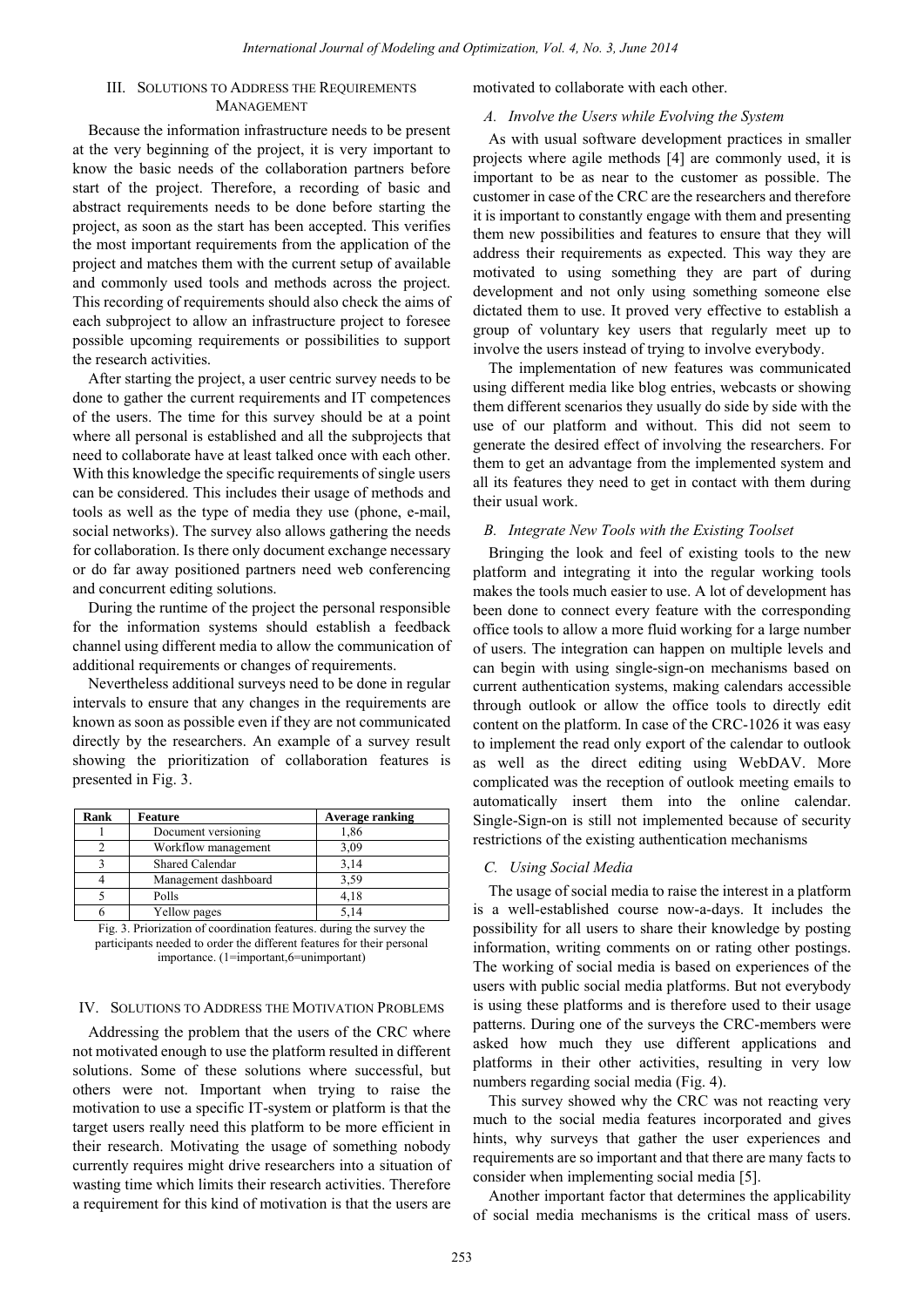## III. Solutions to Address the Requirements Management

Because the information infrastructure needs to be present at the very beginning of the project, it is very important to know the basic needs of the collaboration partners before start of the project. Therefore, a recording of basic and abstract requirements needs to be done before starting the project, as soon as the start has been accepted. This verifies the most important requirements from the application of the project and matches them with the current setup of available and commonly used tools and methods across the project. This recording of requirements should also check the aims of each subproject to allow an infrastructure project to foresee possible upcoming requirements or possibilities to support the research activities.

After starting the project, a user centric survey needs to be done to gather the current requirements and IT competences of the users. The time for this survey should be at a point where all personal is established and all the subprojects that need to collaborate have at least talked once with each other. With this knowledge the specific requirements of single users can be considered. This includes their usage of methods and tools as well as the type of media they use (phone, e-mail, social networks). The survey also allows gathering the needs for collaboration. Is there only document exchange necessary or do far away positioned partners need web conferencing and concurrent editing solutions.

During the runtime of the project the personal responsible for the information systems should establish a feedback channel using different media to allow the communication of additional requirements or changes of requirements.

Nevertheless additional surveys need to be done in regular intervals to ensure that any changes in the requirements are known as soon as possible even if they are not communicated directly by the researchers. An example of a survey result showing the prioritization of collaboration features is presented in Fig. 3.

| Rank | Feature | Average ranking |
|---|---|---|
| 1 | Document versioning | 1,86 |
| 2 | Workflow management | 3,09 |
| 3 | Shared Calendar | 3,14 |
| 4 | Management dashboard | 3,59 |
| 5 | Polls | 4,18 |
| 6 | Yellow pages | 5,14 |

Fig. 3. Priorization of coordination features. during the survey the participants needed to order the different features for their personal importance. (1=important,6=unimportant)

## IV. Solutions to Address the Motivation Problems

Addressing the problem that the users of the CRC where not motivated enough to use the platform resulted in different solutions. Some of these solutions where successful, but others were not. Important when trying to raise the motivation to use a specific IT-system or platform is that the target users really need this platform to be more efficient in their research. Motivating the usage of something nobody currently requires might drive researchers into a situation of wasting time which limits their research activities. Therefore a requirement for this kind of motivation is that the users are motivated to collaborate with each other.

### *A. Involve the Users while Evolving the System*

As with usual software development practices in smaller projects where agile methods [4] are commonly used, it is important to be as near to the customer as possible. The customer in case of the CRC are the researchers and therefore it is important to constantly engage with them and presenting them new possibilities and features to ensure that they will address their requirements as expected. This way they are motivated to using something they are part of during development and not only using something someone else dictated them to use. It proved very effective to establish a group of voluntary key users that regularly meet up to involve the users instead of trying to involve everybody.

The implementation of new features was communicated using different media like blog entries, webcasts or showing them different scenarios they usually do side by side with the use of our platform and without. This did not seem to generate the desired effect of involving the researchers. For them to get an advantage from the implemented system and all its features they need to get in contact with them during their usual work.

### *B. Integrate New Tools with the Existing Toolset*

Bringing the look and feel of existing tools to the new platform and integrating it into the regular working tools makes the tools much easier to use. A lot of development has been done to connect every feature with the corresponding office tools to allow a more fluid working for a large number of users. The integration can happen on multiple levels and can begin with using single-sign-on mechanisms based on current authentication systems, making calendars accessible through outlook or allow the office tools to directly edit content on the platform. In case of the CRC-1026 it was easy to implement the read only export of the calendar to outlook as well as the direct editing using WebDAV. More complicated was the reception of outlook meeting emails to automatically insert them into the online calendar. Single-Sign-on is still not implemented because of security restrictions of the existing authentication mechanisms

### *C. Using Social Media*

The usage of social media to raise the interest in a platform is a well-established course now-a-days. It includes the possibility for all users to share their knowledge by posting information, writing comments on or rating other postings. The working of social media is based on experiences of the users with public social media platforms. But not everybody is using these platforms and is therefore used to their usage patterns. During one of the surveys the CRC-members were asked how much they use different applications and platforms in their other activities, resulting in very low numbers regarding social media (Fig. 4).

This survey showed why the CRC was not reacting very much to the social media features incorporated and gives hints, why surveys that gather the user experiences and requirements are so important and that there are many facts to consider when implementing social media [5].

Another important factor that determines the applicability of social media mechanisms is the critical mass of users.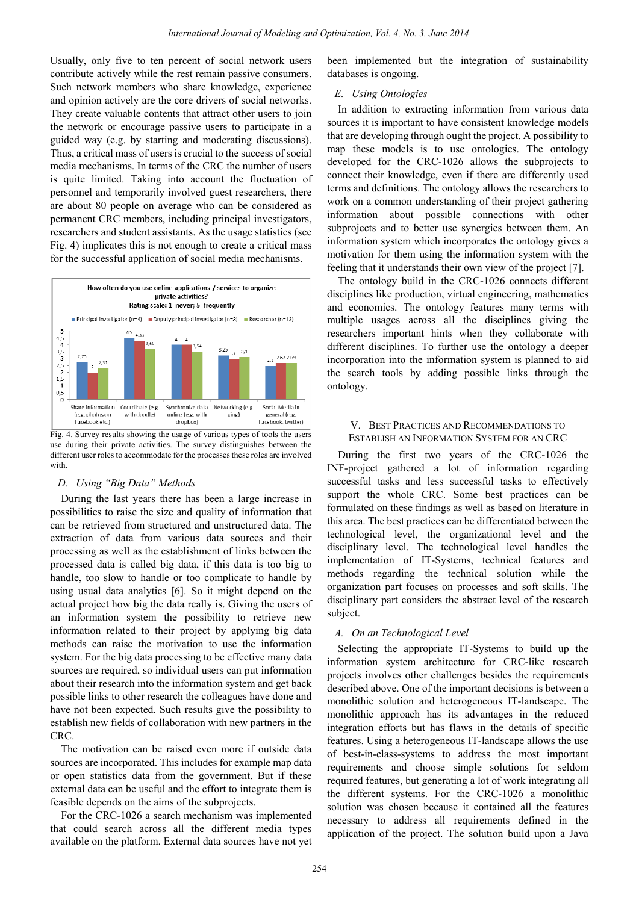Usually, only five to ten percent of social network users contribute actively while the rest remain passive consumers. Such network members who share knowledge, experience and opinion actively are the core drivers of social networks. They create valuable contents that attract other users to join the network or encourage passive users to participate in a guided way (e.g. by starting and moderating discussions). Thus, a critical mass of users is crucial to the success of social media mechanisms. In terms of the CRC the number of users is quite limited. Taking into account the fluctuation of personnel and temporarily involved guest researchers, there are about 80 people on average who can be considered as permanent CRC members, including principal investigators, researchers and student assistants. As the usage statistics (see Fig. 4) implicates this is not enough to create a critical mass for the successful application of social media mechanisms.

Fig. 4. Survey results showing the usage of various types of tools the users use during their private activities. The survey distinguishes between the different user roles to accommodate for the processes these roles are involved with.

### D. Using "Big Data" Methods

During the last years there has been a large increase in possibilities to raise the size and quality of information that can be retrieved from structured and unstructured data. The extraction of data from various data sources and their processing as well as the establishment of links between the processed data is called big data, if this data is too big to handle, too slow to handle or too complicate to handle by using usual data analytics [6]. So it might depend on the actual project how big the data really is. Giving the users of an information system the possibility to retrieve new information related to their project by applying big data methods can raise the motivation to use the information system. For the big data processing to be effective many data sources are required, so individual users can put information about their research into the information system and get back possible links to other research the colleagues have done and have not been expected. Such results give the possibility to establish new fields of collaboration with new partners in the CRC.

The motivation can be raised even more if outside data sources are incorporated. This includes for example map data or open statistics data from the government. But if these external data can be useful and the effort to integrate them is feasible depends on the aims of the subprojects.

For the CRC-1026 a search mechanism was implemented that could search across all the different media types available on the platform. External data sources have not yet been implemented but the integration of sustainability databases is ongoing.

### E. Using Ontologies

In addition to extracting information from various data sources it is important to have consistent knowledge models that are developing through ought the project. A possibility to map these models is to use ontologies. The ontology developed for the CRC-1026 allows the subprojects to connect their knowledge, even if there are differently used terms and definitions. The ontology allows the researchers to work on a common understanding of their project gathering information about possible connections with other subprojects and to better use synergies between them. An information system which incorporates the ontology gives a motivation for them using the information system with the feeling that it understands their own view of the project [7].

The ontology build in the CRC-1026 connects different disciplines like production, virtual engineering, mathematics and economics. The ontology features many terms with multiple usages across all the disciplines giving the researchers important hints when they collaborate with different disciplines. To further use the ontology a deeper incorporation into the information system is planned to aid the search tools by adding possible links through the ontology.

## V. Best Practices and Recommendations to Establish an Information System for an CRC

During the first two years of the CRC-1026 the INF-project gathered a lot of information regarding successful tasks and less successful tasks to effectively support the whole CRC. Some best practices can be formulated on these findings as well as based on literature in this area. The best practices can be differentiated between the technological level, the organizational level and the disciplinary level. The technological level handles the implementation of IT-Systems, technical features and methods regarding the technical solution while the organization part focuses on processes and soft skills. The disciplinary part considers the abstract level of the research subject.

### A. On an Technological Level

Selecting the appropriate IT-Systems to build up the information system architecture for CRC-like research projects involves other challenges besides the requirements described above. One of the important decisions is between a monolithic solution and heterogeneous IT-landscape. The monolithic approach has its advantages in the reduced integration efforts but has flaws in the details of specific features. Using a heterogeneous IT-landscape allows the use of best-in-class-systems to address the most important requirements and choose simple solutions for seldom required features, but generating a lot of work integrating all the different systems. For the CRC-1026 a monolithic solution was chosen because it contained all the features necessary to address all requirements defined in the application of the project. The solution build upon a Java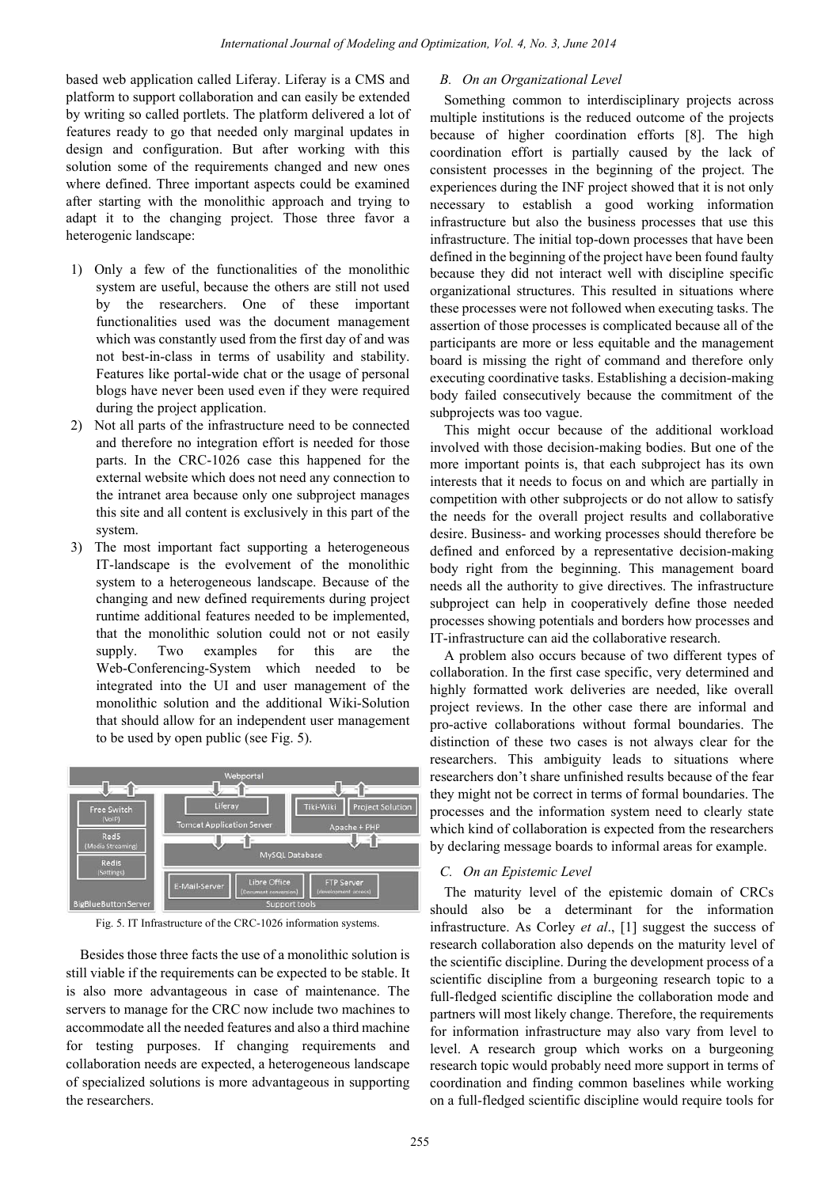based web application called Liferay. Liferay is a CMS and platform to support collaboration and can easily be extended by writing so called portlets. The platform delivered a lot of features ready to go that needed only marginal updates in design and configuration. But after working with this solution some of the requirements changed and new ones where defined. Three important aspects could be examined after starting with the monolithic approach and trying to adapt it to the changing project. Those three favor a heterogenic landscape:

1) Only a few of the functionalities of the monolithic system are useful, because the others are still not used by the researchers. One of these important functionalities used was the document management which was constantly used from the first day of and was not best-in-class in terms of usability and stability. Features like portal-wide chat or the usage of personal blogs have never been used even if they were required during the project application.
2) Not all parts of the infrastructure need to be connected and therefore no integration effort is needed for those parts. In the CRC-1026 case this happened for the external website which does not need any connection to the intranet area because only one subproject manages this site and all content is exclusively in this part of the system.
3) The most important fact supporting a heterogeneous IT-landscape is the evolvement of the monolithic system to a heterogeneous landscape. Because of the changing and new defined requirements during project runtime additional features needed to be implemented, that the monolithic solution could not or not easily supply. Two examples for this are the Web-Conferencing-System which needed to be integrated into the UI and user management of the monolithic solution and the additional Wiki-Solution that should allow for an independent user management to be used by open public (see Fig. 5).

Fig. 5. IT Infrastructure of the CRC-1026 information systems.

Besides those three facts the use of a monolithic solution is still viable if the requirements can be expected to be stable. It is also more advantageous in case of maintenance. The servers to manage for the CRC now include two machines to accommodate all the needed features and also a third machine for testing purposes. If changing requirements and collaboration needs are expected, a heterogeneous landscape of specialized solutions is more advantageous in supporting the researchers.

### *B. On an Organizational Level*

Something common to interdisciplinary projects across multiple institutions is the reduced outcome of the projects because of higher coordination efforts [8]. The high coordination effort is partially caused by the lack of consistent processes in the beginning of the project. The experiences during the INF project showed that it is not only necessary to establish a good working information infrastructure but also the business processes that use this infrastructure. The initial top-down processes that have been defined in the beginning of the project have been found faulty because they did not interact well with discipline specific organizational structures. This resulted in situations where these processes were not followed when executing tasks. The assertion of those processes is complicated because all of the participants are more or less equitable and the management board is missing the right of command and therefore only executing coordinative tasks. Establishing a decision-making body failed consecutively because the commitment of the subprojects was too vague.

This might occur because of the additional workload involved with those decision-making bodies. But one of the more important points is, that each subproject has its own interests that it needs to focus on and which are partially in competition with other subprojects or do not allow to satisfy the needs for the overall project results and collaborative desire. Business- and working processes should therefore be defined and enforced by a representative decision-making body right from the beginning. This management board needs all the authority to give directives. The infrastructure subproject can help in cooperatively define those needed processes showing potentials and borders how processes and IT-infrastructure can aid the collaborative research.

A problem also occurs because of two different types of collaboration. In the first case specific, very determined and highly formatted work deliveries are needed, like overall project reviews. In the other case there are informal and pro-active collaborations without formal boundaries. The distinction of these two cases is not always clear for the researchers. This ambiguity leads to situations where researchers don't share unfinished results because of the fear they might not be correct in terms of formal boundaries. The processes and the information system need to clearly state which kind of collaboration is expected from the researchers by declaring message boards to informal areas for example.

### *C. On an Epistemic Level*

The maturity level of the epistemic domain of CRCs should also be a determinant for the information infrastructure. As Corley *et al*., [1] suggest the success of research collaboration also depends on the maturity level of the scientific discipline. During the development process of a scientific discipline from a burgeoning research topic to a full-fledged scientific discipline the collaboration mode and partners will most likely change. Therefore, the requirements for information infrastructure may also vary from level to level. A research group which works on a burgeoning research topic would probably need more support in terms of coordination and finding common baselines while working on a full-fledged scientific discipline would require tools for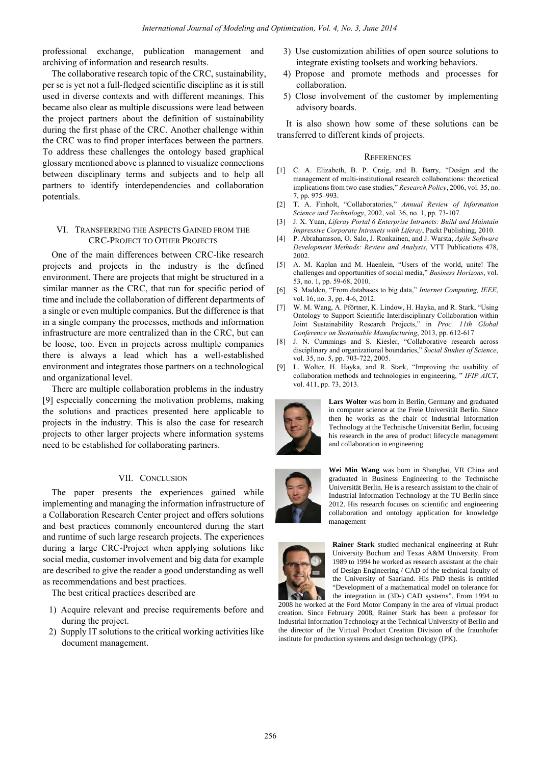professional exchange, publication management and archiving of information and research results.

The collaborative research topic of the CRC, sustainability, per se is yet not a full-fledged scientific discipline as it is still used in diverse contexts and with different meanings. This became also clear as multiple discussions were lead between the project partners about the definition of sustainability during the first phase of the CRC. Another challenge within the CRC was to find proper interfaces between the partners. To address these challenges the ontology based graphical glossary mentioned above is planned to visualize connections between disciplinary terms and subjects and to help all partners to identify interdependencies and collaboration potentials.

## VI. Transferring the Aspects Gained from the CRC-Project to Other Projects

One of the main differences between CRC-like research projects and projects in the industry is the defined environment. There are projects that might be structured in a similar manner as the CRC, that run for specific period of time and include the collaboration of different departments of a single or even multiple companies. But the difference is that in a single company the processes, methods and information infrastructure are more centralized than in the CRC, but can be loose, too. Even in projects across multiple companies there is always a lead which has a well-established environment and integrates those partners on a technological and organizational level.

There are multiple collaboration problems in the industry [9] especially concerning the motivation problems, making the solutions and practices presented here applicable to projects in the industry. This is also the case for research projects to other larger projects where information systems need to be established for collaborating partners.

## VII. Conclusion

The paper presents the experiences gained while implementing and managing the information infrastructure of a Collaboration Research Center project and offers solutions and best practices commonly encountered during the start and runtime of such large research projects. The experiences during a large CRC-Project when applying solutions like social media, customer involvement and big data for example are described to give the reader a good understanding as well as recommendations and best practices.

The best critical practices described are

1) Acquire relevant and precise requirements before and during the project.
2) Supply IT solutions to the critical working activities like document management.
3) Use customization abilities of open source solutions to integrate existing toolsets and working behaviors.
4) Propose and promote methods and processes for collaboration.
5) Close involvement of the customer by implementing advisory boards.

It is also shown how some of these solutions can be transferred to different kinds of projects.

## References

[1] C. A. Elizabeth, B. P. Craig, and B. Barry, "Design and the management of multi-institutional research collaborations: theoretical implications from two case studies," *Research Policy*, 2006, vol. 35, no. 7, pp. 975–993.

[2] T. A. Finholt, "Collaboratories," *Annual Review of Information Science and Technology*, 2002, vol. 36, no. 1, pp. 73-107.

[3] J. X. Yuan, *Liferay Portal 6 Enterprise Intranets: Build and Maintain Impressive Corporate Intranets with Liferay*, Packt Publishing, 2010.

[4] P. Abrahamsson, O. Salo, J. Ronkainen, and J. Warsta, *Agile Software Development Methods: Review and Analysis*, VTT Publications 478, 2002.

[5] A. M. Kaplan and M. Haenlein, "Users of the world, unite! The challenges and opportunities of social media," *Business Horizons*, vol. 53, no. 1, pp. 59-68, 2010.

[6] S. Madden, "From databases to big data," *Internet Computing, IEEE*, vol. 16, no. 3, pp. 4-6, 2012.

[7] W. M. Wang, A. Pförtner, K. Lindow, H. Hayka, and R. Stark, "Using Ontology to Support Scientific Interdisciplinary Collaboration within Joint Sustainability Research Projects," in *Proc. 11th Global Conference on Sustainable Manufacturing*, 2013, pp. 612-617

[8] J. N. Cummings and S. Kiesler, "Collaborative research across disciplinary and organizational boundaries," *Social Studies of Science*, vol. 35, no. 5, pp. 703-722, 2005.

[9] L. Wolter, H. Hayka, and R. Stark, "Improving the usability of collaboration methods and technologies in engineering, " *IFIP AICT*, vol. 411, pp. 73, 2013.

**Lars Wolter** was born in Berlin, Germany and graduated in computer science at the Freie Universität Berlin. Since then he works as the chair of Industrial Information Technology at the Technische Universität Berlin, focusing his research in the area of product lifecycle management and collaboration in engineering

**Wei Min Wang** was born in Shanghai, VR China and graduated in Business Engineering to the Technische Universität Berlin. He is a research assistant to the chair of Industrial Information Technology at the TU Berlin since 2012. His research focuses on scientific and engineering collaboration and ontology application for knowledge management

**Rainer Stark** studied mechanical engineering at Ruhr University Bochum and Texas A&M University. From 1989 to 1994 he worked as research assistant at the chair of Design Engineering / CAD of the technical faculty of the University of Saarland. His PhD thesis is entitled "Development of a mathematical model on tolerance for the integration in (3D-) CAD systems". From 1994 to 2008 he worked at the Ford Motor Company in the area of virtual product creation. Since February 2008, Rainer Stark has been a professor for Industrial Information Technology at the Technical University of Berlin and the director of the Virtual Product Creation Division of the fraunhofer institute for production systems and design technology (IPK).